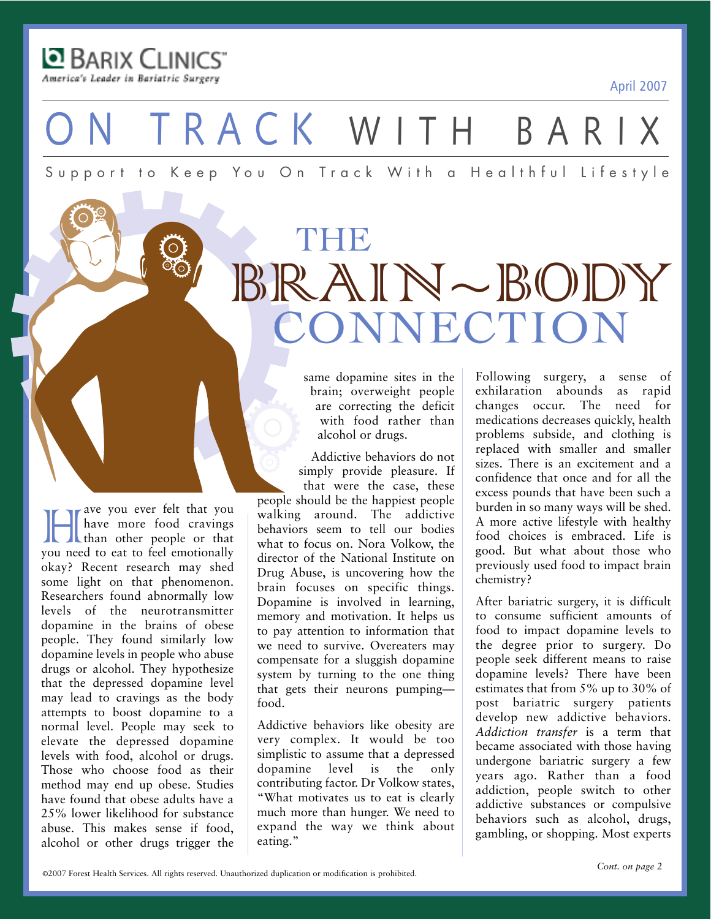BARIX CLINICS™

America's Leader in Bariatric Surgery

April 2007

# ON TRACK WITH BARIX

Support to Keep You On Track With a Healthful Lifestyle

## THE BRAIN~BODY CONNECTION

Have you ever felt that you have more food cravings than other people or that you need to eat to feel emotionally okay? Recent research may shed some light on that phenomenon. Researchers found abnormally low levels of the neurotransmitter dopamine in the brains of obese people. They found similarly low dopamine levels in people who abuse drugs or alcohol. They hypothesize that the depressed dopamine level may lead to cravings as the body attempts to boost dopamine to a normal level. People may seek to elevate the depressed dopamine levels with food, alcohol or drugs. Those who choose food as their method may end up obese. Studies have found that obese adults have a 25% lower likelihood for substance abuse. This makes sense if food, alcohol or other drugs trigger the same dopamine sites in the brain; overweight people are correcting the deficit with food rather than alcohol or drugs.

Addictive behaviors do not simply provide pleasure. If that were the case, these people should be the happiest people walking around. The addictive behaviors seem to tell our bodies what to focus on. Nora Volkow, the director of the National Institute on Drug Abuse, is uncovering how the brain focuses on specific things. Dopamine is involved in learning, memory and motivation. It helps us to pay attention to information that we need to survive. Overeaters may compensate for a sluggish dopamine system by turning to the one thing that gets their neurons pumping—food.

Addictive behaviors like obesity are very complex. It would be too simplistic to assume that a depressed dopamine level is the only contributing factor. Dr Volkow states, "What motivates us to eat is clearly much more than hunger. We need to expand the way we think about eating."

Following surgery, a sense of exhilaration abounds as rapid changes occur. The need for medications decreases quickly, health problems subside, and clothing is replaced with smaller and smaller sizes. There is an excitement and a confidence that once and for all the excess pounds that have been such a burden in so many ways will be shed. A more active lifestyle with healthy food choices is embraced. Life is good. But what about those who previously used food to impact brain chemistry?

After bariatric surgery, it is difficult to consume sufficient amounts of food to impact dopamine levels to the degree prior to surgery. Do people seek different means to raise dopamine levels? There have been estimates that from 5% up to 30% of post bariatric surgery patients develop new addictive behaviors. *Addiction transfer* is a term that became associated with those having undergone bariatric surgery a few years ago. Rather than a food addiction, people switch to other addictive substances or compulsive behaviors such as alcohol, drugs, gambling, or shopping. Most experts

*Cont. on page 2*

©2007 Forest Health Services. All rights reserved. Unauthorized duplication or modification is prohibited.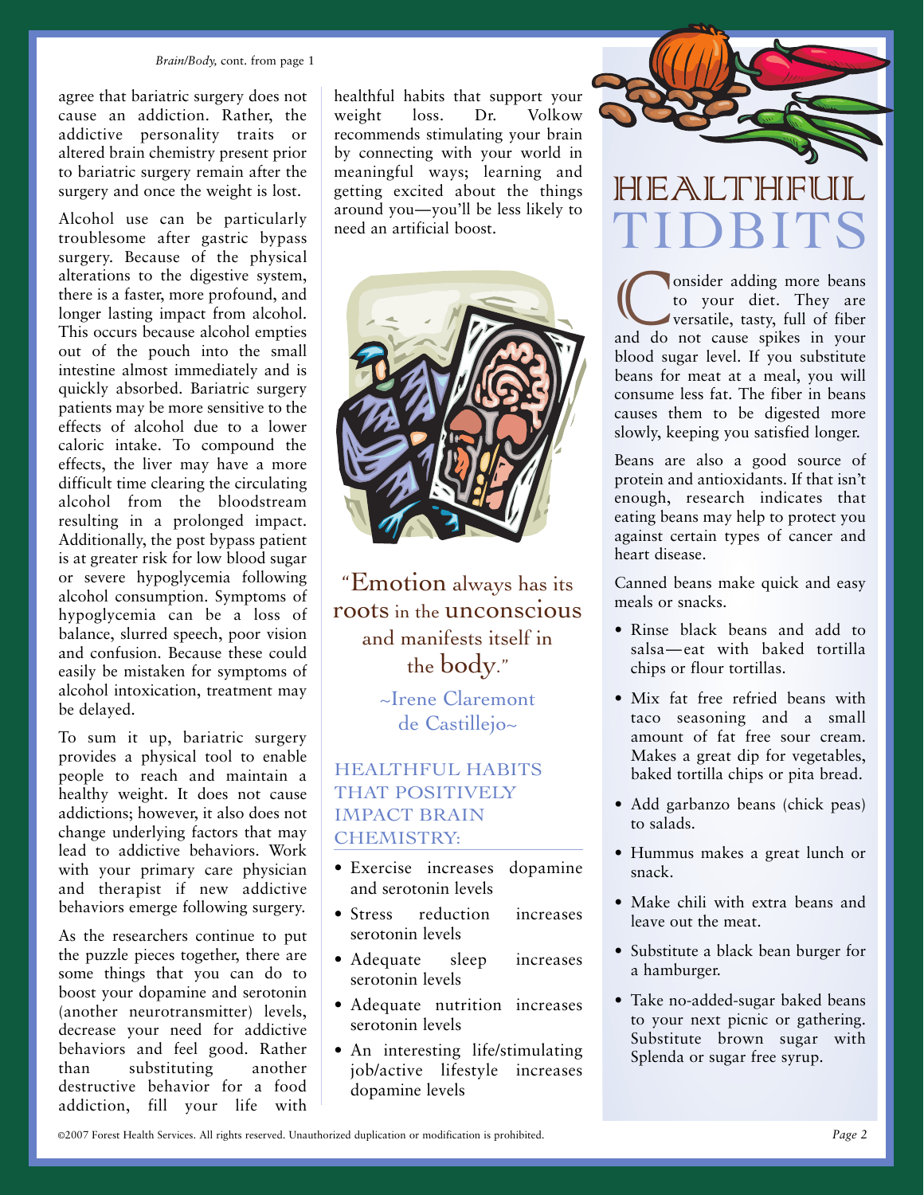*Brain/Body,* cont. from page 1

agree that bariatric surgery does not cause an addiction. Rather, the addictive personality traits or altered brain chemistry present prior to bariatric surgery remain after the surgery and once the weight is lost.

Alcohol use can be particularly troublesome after gastric bypass surgery. Because of the physical alterations to the digestive system, there is a faster, more profound, and longer lasting impact from alcohol. This occurs because alcohol empties out of the pouch into the small intestine almost immediately and is quickly absorbed. Bariatric surgery patients may be more sensitive to the effects of alcohol due to a lower caloric intake. To compound the effects, the liver may have a more difficult time clearing the circulating alcohol from the bloodstream resulting in a prolonged impact. Additionally, the post bypass patient is at greater risk for low blood sugar or severe hypoglycemia following alcohol consumption. Symptoms of hypoglycemia can be a loss of balance, slurred speech, poor vision and confusion. Because these could easily be mistaken for symptoms of alcohol intoxication, treatment may be delayed.

To sum it up, bariatric surgery provides a physical tool to enable people to reach and maintain a healthy weight. It does not cause addictions; however, it also does not change underlying factors that may lead to addictive behaviors. Work with your primary care physician and therapist if new addictive behaviors emerge following surgery.

As the researchers continue to put the puzzle pieces together, there are some things that you can do to boost your dopamine and serotonin (another neurotransmitter) levels, decrease your need for addictive behaviors and feel good. Rather than substituting another destructive behavior for a food addiction, fill your life with healthful habits that support your weight loss. Dr. Volkow recommends stimulating your brain by connecting with your world in meaningful ways; learning and getting excited about the things around you—you'll be less likely to need an artificial boost.

"Emotion always has its roots in the unconscious and manifests itself in the body."

~Irene Claremont de Castillejo~

### HEALTHFUL HABITS THAT POSITIVELY IMPACT BRAIN CHEMISTRY:

- Exercise increases dopamine and serotonin levels
- Stress reduction increases serotonin levels
- Adequate sleep increases serotonin levels
- Adequate nutrition increases serotonin levels
- An interesting life/stimulating job/active lifestyle increases dopamine levels

## HEALTHFUL TIDBITS

Consider adding more beans to your diet. They are versatile, tasty, full of fiber and do not cause spikes in your blood sugar level. If you substitute beans for meat at a meal, you will consume less fat. The fiber in beans causes them to be digested more slowly, keeping you satisfied longer.

Beans are also a good source of protein and antioxidants. If that isn't enough, research indicates that eating beans may help to protect you against certain types of cancer and heart disease.

Canned beans make quick and easy meals or snacks.

- Rinse black beans and add to salsa—eat with baked tortilla chips or flour tortillas.
- Mix fat free refried beans with taco seasoning and a small amount of fat free sour cream. Makes a great dip for vegetables, baked tortilla chips or pita bread.
- Add garbanzo beans (chick peas) to salads.
- Hummus makes a great lunch or snack.
- Make chili with extra beans and leave out the meat.
- Substitute a black bean burger for a hamburger.
- Take no-added-sugar baked beans to your next picnic or gathering. Substitute brown sugar with Splenda or sugar free syrup.

©2007 Forest Health Services. All rights reserved. Unauthorized duplication or modification is prohibited.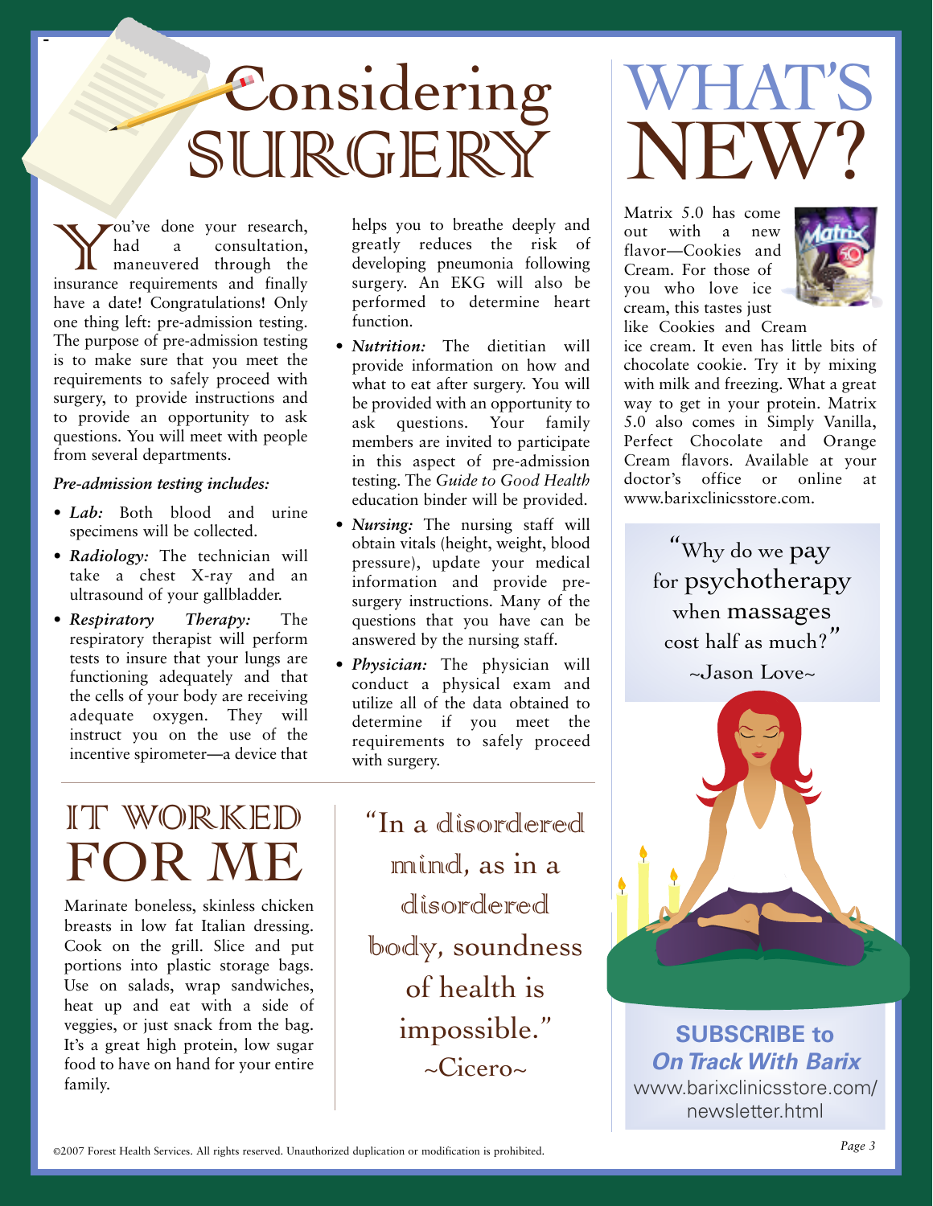# Considering SURGERY

You've done your research, had a consultation, maneuvered through the insurance requirements and finally have a date! Congratulations! Only one thing left: pre-admission testing. The purpose of pre-admission testing is to make sure that you meet the requirements to safely proceed with surgery, to provide instructions and to provide an opportunity to ask questions. You will meet with people from several departments.

*Pre-admission testing includes:*

- ***Lab:*** Both blood and urine specimens will be collected.
- ***Radiology:*** The technician will take a chest X-ray and an ultrasound of your gallbladder.
- ***Respiratory Therapy:*** The respiratory therapist will perform tests to insure that your lungs are functioning adequately and that the cells of your body are receiving adequate oxygen. They will instruct you on the use of the incentive spirometer—a device that helps you to breathe deeply and greatly reduces the risk of developing pneumonia following surgery. An EKG will also be performed to determine heart function.
- ***Nutrition:*** The dietitian will provide information on how and what to eat after surgery. You will be provided with an opportunity to ask questions. Your family members are invited to participate in this aspect of pre-admission testing. The *Guide to Good Health* education binder will be provided.
- ***Nursing:*** The nursing staff will obtain vitals (height, weight, blood pressure), update your medical information and provide pre-surgery instructions. Many of the questions that you have can be answered by the nursing staff.
- ***Physician:*** The physician will conduct a physical exam and utilize all of the data obtained to determine if you meet the requirements to safely proceed with surgery.

# IT WORKED FOR ME

Marinate boneless, skinless chicken breasts in low fat Italian dressing. Cook on the grill. Slice and put portions into plastic storage bags. Use on salads, wrap sandwiches, heat up and eat with a side of veggies, or just snack from the bag. It's a great high protein, low sugar food to have on hand for your entire family.

"In a disordered mind, as in a disordered body, soundness of health is impossible."
~Cicero~

# WHAT'S NEW?

Matrix 5.0 has come out with a new flavor—Cookies and Cream. For those of you who love ice cream, this tastes just like Cookies and Cream ice cream. It even has little bits of chocolate cookie. Try it by mixing with milk and freezing. What a great way to get in your protein. Matrix 5.0 also comes in Simply Vanilla, Perfect Chocolate and Orange Cream flavors. Available at your doctor's office or online at www.barixclinicsstore.com.

"Why do we pay for psychotherapy when massages cost half as much?"
~Jason Love~

**SUBSCRIBE to *On Track With Barix***
www.barixclinicsstore.com/newsletter.html

©2007 Forest Health Services. All rights reserved. Unauthorized duplication or modification is prohibited.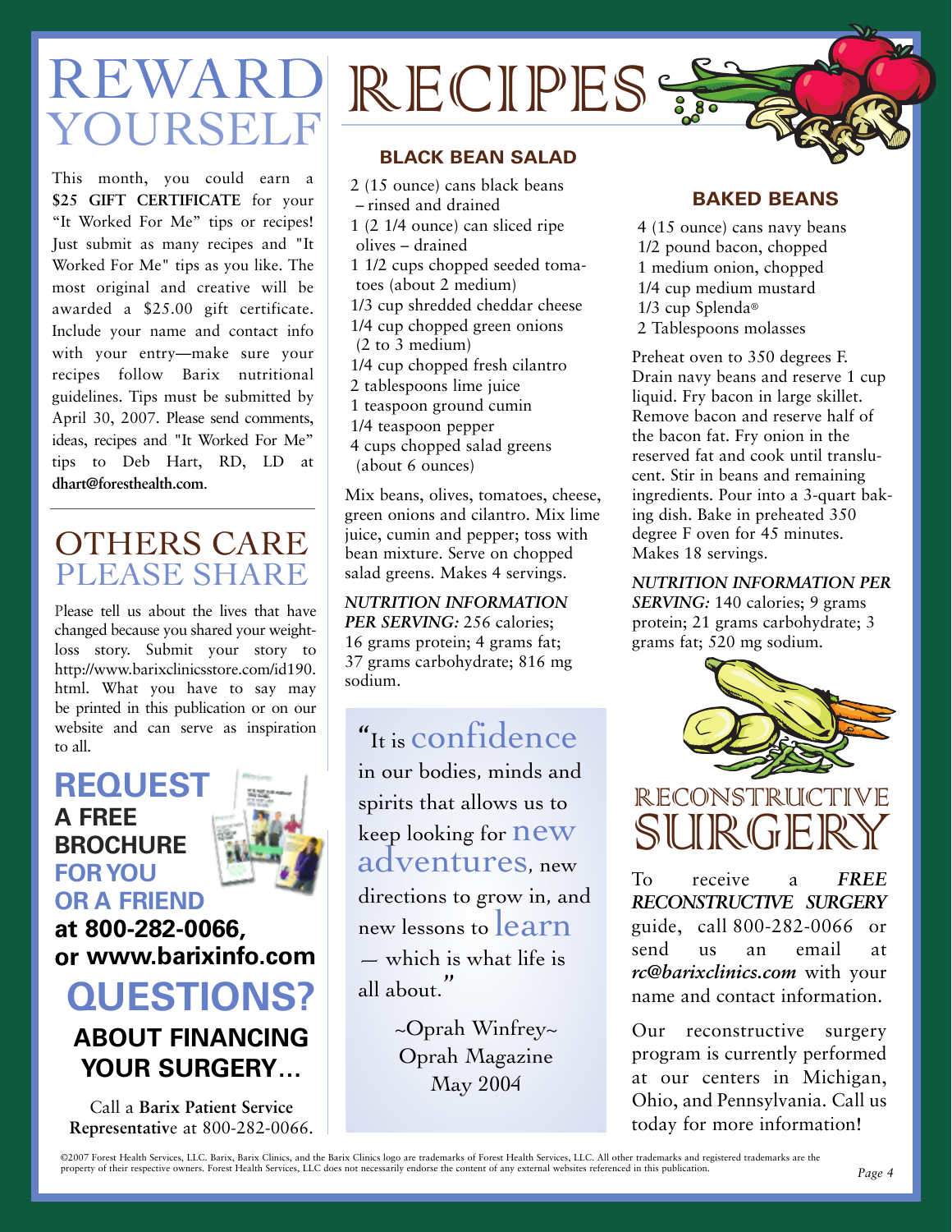# REWARD YOURSELF

This month, you could earn a **$25 GIFT CERTIFICATE** for your "It Worked For Me" tips or recipes! Just submit as many recipes and "It Worked For Me" tips as you like. The most original and creative will be awarded a $25.00 gift certificate. Include your name and contact info with your entry—make sure your recipes follow Barix nutritional guidelines. Tips must be submitted by April 30, 2007. Please send comments, ideas, recipes and "It Worked For Me" tips to Deb Hart, RD, LD at **dhart@foresthealth.com**.

# OTHERS CARE PLEASE SHARE

Please tell us about the lives that have changed because you shared your weight-loss story. Submit your story to http://www.barixclinicsstore.com/id190.html. What you have to say may be printed in this publication or on our website and can serve as inspiration to all.

## REQUEST A FREE BROCHURE FOR YOU OR A FRIEND

**at 800-282-0066, or www.barixinfo.com**

## QUESTIONS?

**ABOUT FINANCING YOUR SURGERY…**

Call a **Barix Patient Service Representative** at 800-282-0066.

# RECIPES

## BLACK BEAN SALAD

- 2 (15 ounce) cans black beans – rinsed and drained
- 1 (2 1/4 ounce) can sliced ripe olives – drained
- 1 1/2 cups chopped seeded tomatoes (about 2 medium)
- 1/3 cup shredded cheddar cheese
- 1/4 cup chopped green onions (2 to 3 medium)
- 1/4 cup chopped fresh cilantro
- 2 tablespoons lime juice
- 1 teaspoon ground cumin
- 1/4 teaspoon pepper
- 4 cups chopped salad greens (about 6 ounces)

Mix beans, olives, tomatoes, cheese, green onions and cilantro. Mix lime juice, cumin and pepper; toss with bean mixture. Serve on chopped salad greens. Makes 4 servings.

***NUTRITION INFORMATION PER SERVING:*** 256 calories; 16 grams protein; 4 grams fat; 37 grams carbohydrate; 816 mg sodium.

## BAKED BEANS

- 4 (15 ounce) cans navy beans
- 1/2 pound bacon, chopped
- 1 medium onion, chopped
- 1/4 cup medium mustard
- 1/3 cup Splenda®
- 2 Tablespoons molasses

Preheat oven to 350 degrees F. Drain navy beans and reserve 1 cup liquid. Fry bacon in large skillet. Remove bacon and reserve half of the bacon fat. Fry onion in the reserved fat and cook until translucent. Stir in beans and remaining ingredients. Pour into a 3-quart baking dish. Bake in preheated 350 degree F oven for 45 minutes. Makes 18 servings.

***NUTRITION INFORMATION PER SERVING:*** 140 calories; 9 grams protein; 21 grams carbohydrate; 3 grams fat; 520 mg sodium.

> "It is confidence in our bodies, minds and spirits that allows us to keep looking for new adventures, new directions to grow in, and new lessons to learn — which is what life is all about."
>
> ~Oprah Winfrey~
> Oprah Magazine
> May 2004

# RECONSTRUCTIVE SURGERY

To receive a ***FREE RECONSTRUCTIVE SURGERY*** guide, call 800-282-0066 or send us an email at ***rc@barixclinics.com*** with your name and contact information.

Our reconstructive surgery program is currently performed at our centers in Michigan, Ohio, and Pennsylvania. Call us today for more information!

©2007 Forest Health Services, LLC. Barix, Barix Clinics, and the Barix Clinics logo are trademarks of Forest Health Services, LLC. All other trademarks and registered trademarks are the property of their respective owners. Forest Health Services, LLC does not necessarily endorse the content of any external websites referenced in this publication.